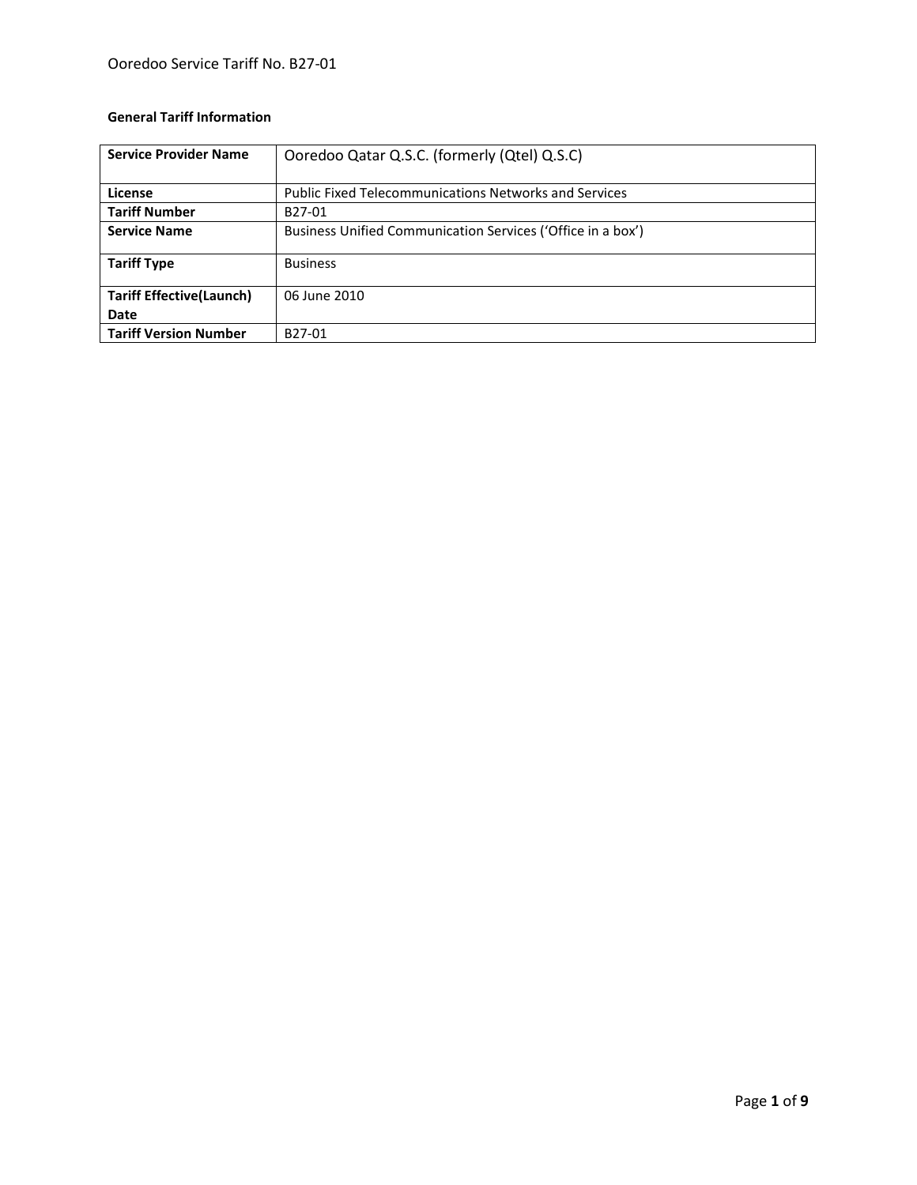**General Tariff Information**

| **Service Provider Name** | Ooredoo Qatar Q.S.C. (formerly (Qtel) Q.S.C) |
|---|---|
| **License** | Public Fixed Telecommunications Networks and Services |
| **Tariff Number** | B27-01 |
| **Service Name** | Business Unified Communication Services (‘Office in a box’) |
| **Tariff Type** | Business |
| **Tariff Effective(Launch) Date** | 06 June 2010 |
| **Tariff Version Number** | B27-01 |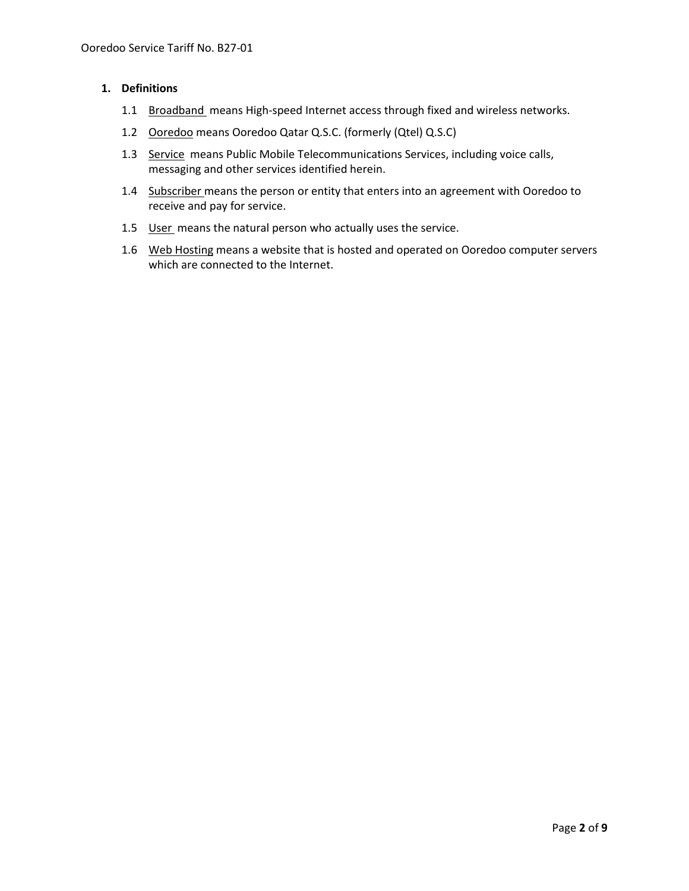## 1. Definitions

1.1 Broadband means High-speed Internet access through fixed and wireless networks.

1.2 Ooredoo means Ooredoo Qatar Q.S.C. (formerly (Qtel) Q.S.C)

1.3 Service means Public Mobile Telecommunications Services, including voice calls, messaging and other services identified herein.

1.4 Subscriber means the person or entity that enters into an agreement with Ooredoo to receive and pay for service.

1.5 User means the natural person who actually uses the service.

1.6 Web Hosting means a website that is hosted and operated on Ooredoo computer servers which are connected to the Internet.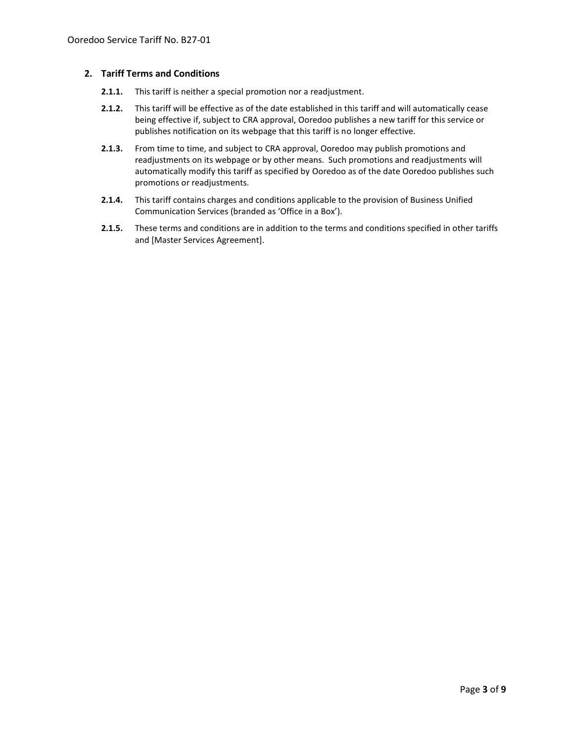## 2. Tariff Terms and Conditions

**2.1.1.** This tariff is neither a special promotion nor a readjustment.

**2.1.2.** This tariff will be effective as of the date established in this tariff and will automatically cease being effective if, subject to CRA approval, Ooredoo publishes a new tariff for this service or publishes notification on its webpage that this tariff is no longer effective.

**2.1.3.** From time to time, and subject to CRA approval, Ooredoo may publish promotions and readjustments on its webpage or by other means. Such promotions and readjustments will automatically modify this tariff as specified by Ooredoo as of the date Ooredoo publishes such promotions or readjustments.

**2.1.4.** This tariff contains charges and conditions applicable to the provision of Business Unified Communication Services (branded as 'Office in a Box').

**2.1.5.** These terms and conditions are in addition to the terms and conditions specified in other tariffs and [Master Services Agreement].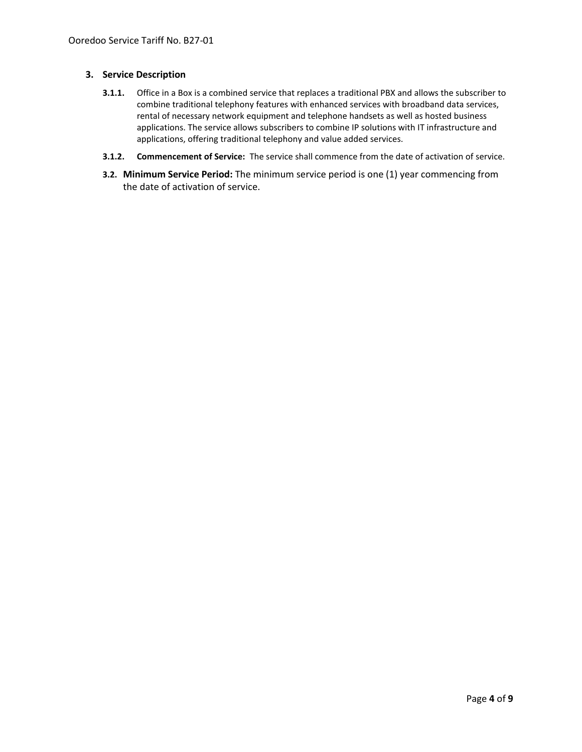## 3. Service Description

**3.1.1.** Office in a Box is a combined service that replaces a traditional PBX and allows the subscriber to combine traditional telephony features with enhanced services with broadband data services, rental of necessary network equipment and telephone handsets as well as hosted business applications. The service allows subscribers to combine IP solutions with IT infrastructure and applications, offering traditional telephony and value added services.

**3.1.2. Commencement of Service:** The service shall commence from the date of activation of service.

**3.2. Minimum Service Period:** The minimum service period is one (1) year commencing from the date of activation of service.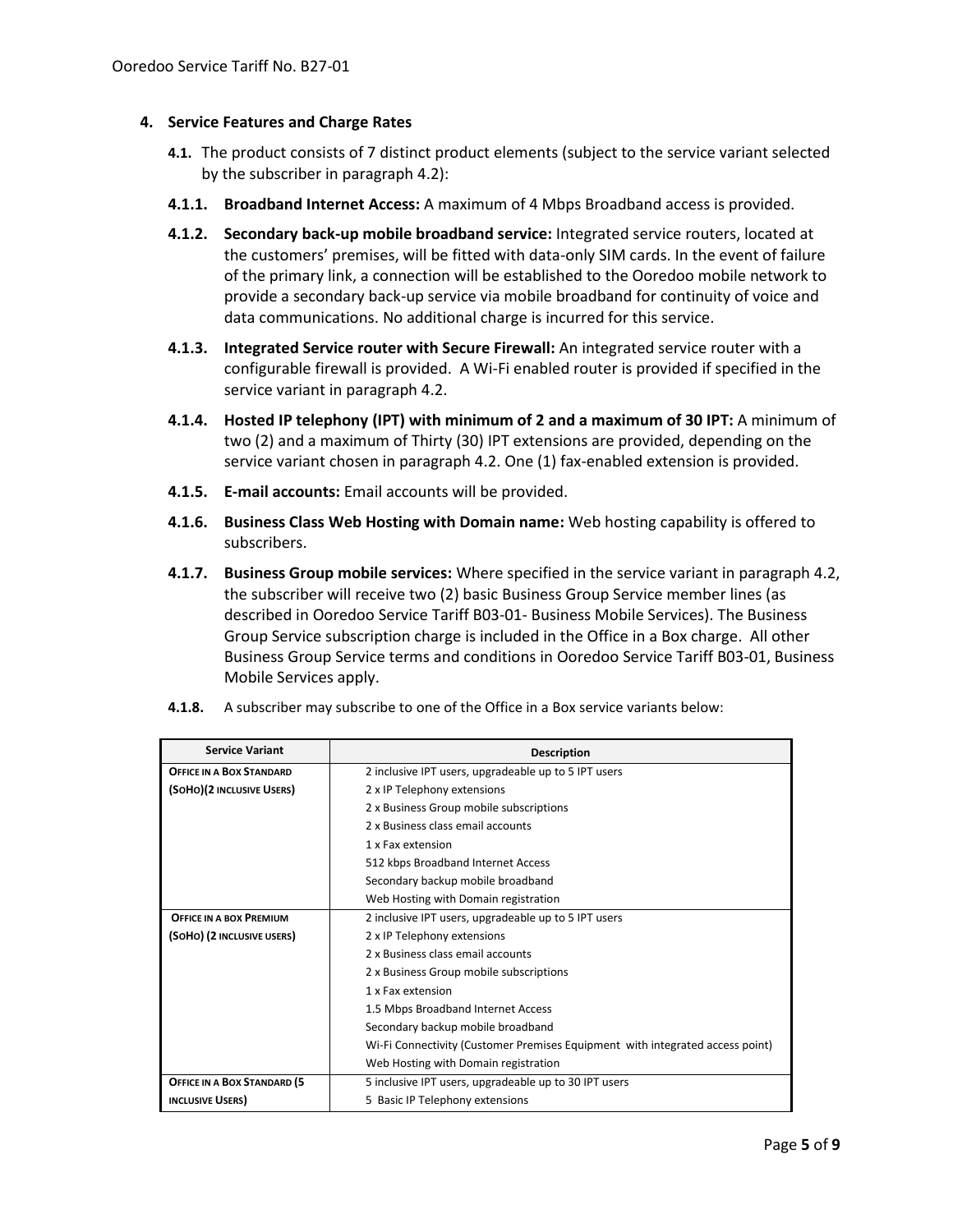## 4. Service Features and Charge Rates

**4.1.** The product consists of 7 distinct product elements (subject to the service variant selected by the subscriber in paragraph 4.2):

**4.1.1. Broadband Internet Access:** A maximum of 4 Mbps Broadband access is provided.

**4.1.2. Secondary back-up mobile broadband service:** Integrated service routers, located at the customers' premises, will be fitted with data-only SIM cards. In the event of failure of the primary link, a connection will be established to the Ooredoo mobile network to provide a secondary back-up service via mobile broadband for continuity of voice and data communications. No additional charge is incurred for this service.

**4.1.3. Integrated Service router with Secure Firewall:** An integrated service router with a configurable firewall is provided. A Wi-Fi enabled router is provided if specified in the service variant in paragraph 4.2.

**4.1.4. Hosted IP telephony (IPT) with minimum of 2 and a maximum of 30 IPT:** A minimum of two (2) and a maximum of Thirty (30) IPT extensions are provided, depending on the service variant chosen in paragraph 4.2. One (1) fax-enabled extension is provided.

**4.1.5. E-mail accounts:** Email accounts will be provided.

**4.1.6. Business Class Web Hosting with Domain name:** Web hosting capability is offered to subscribers.

**4.1.7. Business Group mobile services:** Where specified in the service variant in paragraph 4.2, the subscriber will receive two (2) basic Business Group Service member lines (as described in Ooredoo Service Tariff B03-01- Business Mobile Services). The Business Group Service subscription charge is included in the Office in a Box charge. All other Business Group Service terms and conditions in Ooredoo Service Tariff B03-01, Business Mobile Services apply.

**4.1.8.** A subscriber may subscribe to one of the Office in a Box service variants below:

| Service Variant | Description |
|---|---|
| **Office in a Box Standard (SoHo)(2 inclusive Users)** | 2 inclusive IPT users, upgradeable up to 5 IPT users |
| | 2 x IP Telephony extensions |
| | 2 x Business Group mobile subscriptions |
| | 2 x Business class email accounts |
| | 1 x Fax extension |
| | 512 kbps Broadband Internet Access |
| | Secondary backup mobile broadband |
| | Web Hosting with Domain registration |
| **Office in a box Premium (SoHo) (2 inclusive users)** | 2 inclusive IPT users, upgradeable up to 5 IPT users |
| | 2 x IP Telephony extensions |
| | 2 x Business class email accounts |
| | 2 x Business Group mobile subscriptions |
| | 1 x Fax extension |
| | 1.5 Mbps Broadband Internet Access |
| | Secondary backup mobile broadband |
| | Wi-Fi Connectivity (Customer Premises Equipment with integrated access point) |
| | Web Hosting with Domain registration |
| **Office in a Box Standard (5 inclusive Users)** | 5 inclusive IPT users, upgradeable up to 30 IPT users |
| | 5 Basic IP Telephony extensions |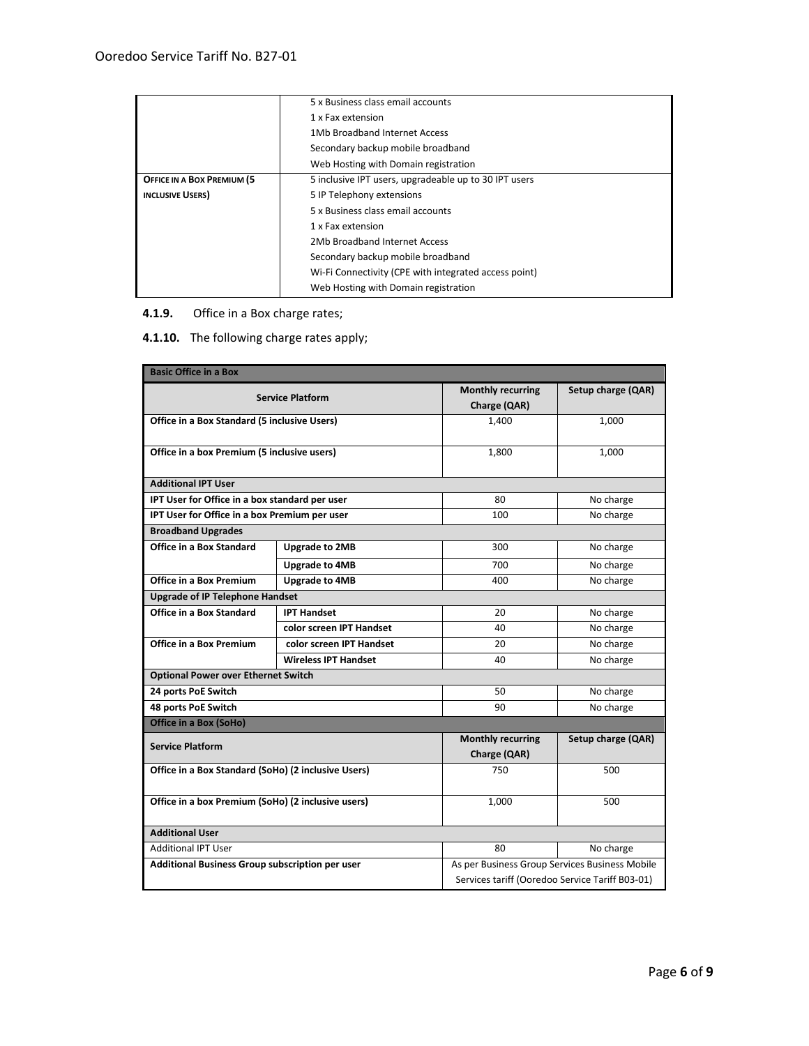| | |
|---|---|
| | 5 x Business class email accounts<br>1 x Fax extension<br>1Mb Broadband Internet Access<br>Secondary backup mobile broadband<br>Web Hosting with Domain registration |
| **OFFICE IN A BOX PREMIUM (5 INCLUSIVE USERS)** | 5 inclusive IPT users, upgradeable up to 30 IPT users<br>5 IP Telephony extensions<br>5 x Business class email accounts<br>1 x Fax extension<br>2Mb Broadband Internet Access<br>Secondary backup mobile broadband<br>Wi-Fi Connectivity (CPE with integrated access point)<br>Web Hosting with Domain registration |

**4.1.9.** Office in a Box charge rates;

**4.1.10.** The following charge rates apply;

| **Basic Office in a Box** | | | |
|---|---|---|---|
| **Service Platform** | | **Monthly recurring Charge (QAR)** | **Setup charge (QAR)** |
| **Office in a Box Standard (5 inclusive Users)** | | 1,400 | 1,000 |
| **Office in a box Premium (5 inclusive users)** | | 1,800 | 1,000 |
| **Additional IPT User** | | | |
| **IPT User for Office in a box standard per user** | | 80 | No charge |
| **IPT User for Office in a box Premium per user** | | 100 | No charge |
| **Broadband Upgrades** | | | |
| **Office in a Box Standard** | **Upgrade to 2MB** | 300 | No charge |
| | **Upgrade to 4MB** | 700 | No charge |
| **Office in a Box Premium** | **Upgrade to 4MB** | 400 | No charge |
| **Upgrade of IP Telephone Handset** | | | |
| **Office in a Box Standard** | **IPT Handset** | 20 | No charge |
| | **color screen IPT Handset** | 40 | No charge |
| **Office in a Box Premium** | **color screen IPT Handset** | 20 | No charge |
| | **Wireless IPT Handset** | 40 | No charge |
| **Optional Power over Ethernet Switch** | | | |
| **24 ports PoE Switch** | | 50 | No charge |
| **48 ports PoE Switch** | | 90 | No charge |
| **Office in a Box (SoHo)** | | | |
| **Service Platform** | | **Monthly recurring Charge (QAR)** | **Setup charge (QAR)** |
| **Office in a Box Standard (SoHo) (2 inclusive Users)** | | 750 | 500 |
| **Office in a box Premium (SoHo) (2 inclusive users)** | | 1,000 | 500 |
| **Additional User** | | | |
| Additional IPT User | | 80 | No charge |
| **Additional Business Group subscription per user** | | As per Business Group Services Business Mobile Services tariff (Ooredoo Service Tariff B03-01) | |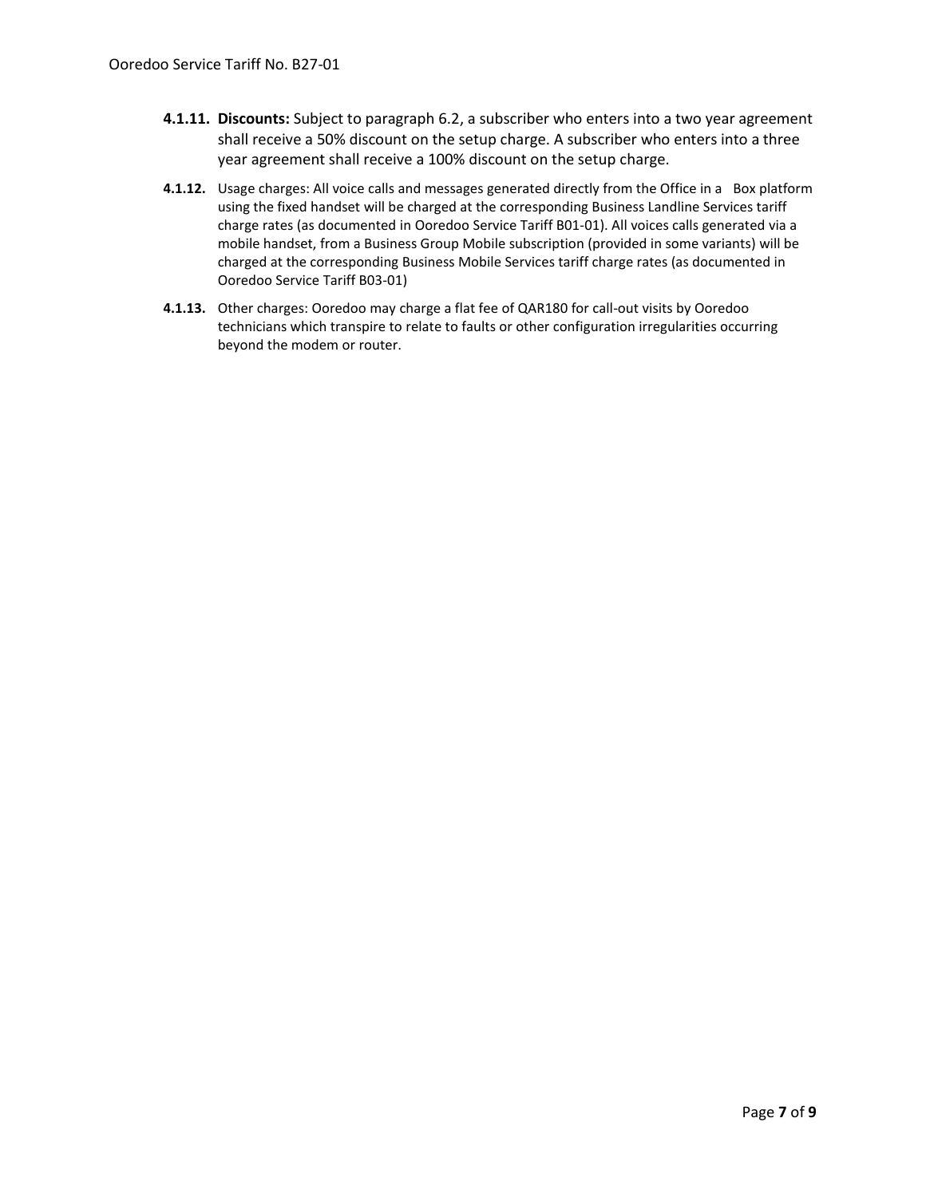**4.1.11. Discounts:** Subject to paragraph 6.2, a subscriber who enters into a two year agreement shall receive a 50% discount on the setup charge. A subscriber who enters into a three year agreement shall receive a 100% discount on the setup charge.

**4.1.12.** Usage charges: All voice calls and messages generated directly from the Office in a Box platform using the fixed handset will be charged at the corresponding Business Landline Services tariff charge rates (as documented in Ooredoo Service Tariff B01-01). All voices calls generated via a mobile handset, from a Business Group Mobile subscription (provided in some variants) will be charged at the corresponding Business Mobile Services tariff charge rates (as documented in Ooredoo Service Tariff B03-01)

**4.1.13.** Other charges: Ooredoo may charge a flat fee of QAR180 for call-out visits by Ooredoo technicians which transpire to relate to faults or other configuration irregularities occurring beyond the modem or router.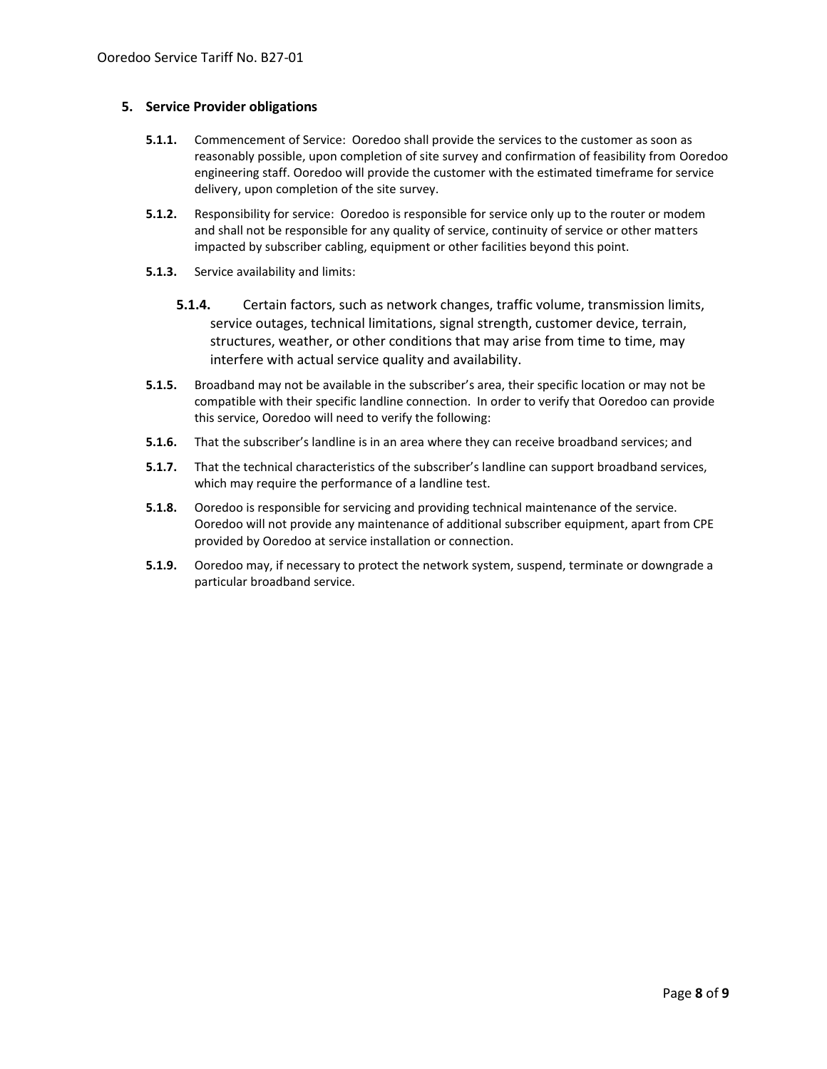## 5. Service Provider obligations

**5.1.1.** Commencement of Service: Ooredoo shall provide the services to the customer as soon as reasonably possible, upon completion of site survey and confirmation of feasibility from Ooredoo engineering staff. Ooredoo will provide the customer with the estimated timeframe for service delivery, upon completion of the site survey.

**5.1.2.** Responsibility for service: Ooredoo is responsible for service only up to the router or modem and shall not be responsible for any quality of service, continuity of service or other matters impacted by subscriber cabling, equipment or other facilities beyond this point.

**5.1.3.** Service availability and limits:

**5.1.4.** Certain factors, such as network changes, traffic volume, transmission limits, service outages, technical limitations, signal strength, customer device, terrain, structures, weather, or other conditions that may arise from time to time, may interfere with actual service quality and availability.

**5.1.5.** Broadband may not be available in the subscriber's area, their specific location or may not be compatible with their specific landline connection. In order to verify that Ooredoo can provide this service, Ooredoo will need to verify the following:

**5.1.6.** That the subscriber's landline is in an area where they can receive broadband services; and

**5.1.7.** That the technical characteristics of the subscriber's landline can support broadband services, which may require the performance of a landline test.

**5.1.8.** Ooredoo is responsible for servicing and providing technical maintenance of the service. Ooredoo will not provide any maintenance of additional subscriber equipment, apart from CPE provided by Ooredoo at service installation or connection.

**5.1.9.** Ooredoo may, if necessary to protect the network system, suspend, terminate or downgrade a particular broadband service.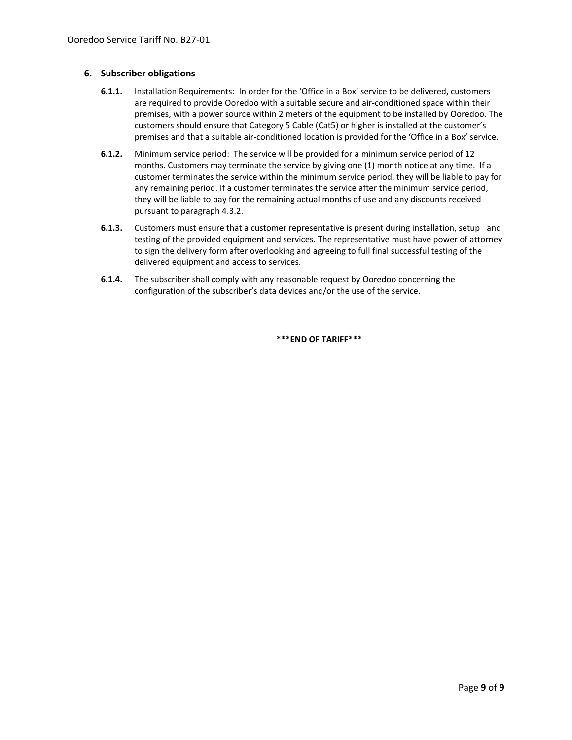## 6. Subscriber obligations

**6.1.1.** Installation Requirements: In order for the 'Office in a Box' service to be delivered, customers are required to provide Ooredoo with a suitable secure and air-conditioned space within their premises, with a power source within 2 meters of the equipment to be installed by Ooredoo. The customers should ensure that Category 5 Cable (Cat5) or higher is installed at the customer's premises and that a suitable air-conditioned location is provided for the 'Office in a Box' service.

**6.1.2.** Minimum service period: The service will be provided for a minimum service period of 12 months. Customers may terminate the service by giving one (1) month notice at any time. If a customer terminates the service within the minimum service period, they will be liable to pay for any remaining period. If a customer terminates the service after the minimum service period, they will be liable to pay for the remaining actual months of use and any discounts received pursuant to paragraph 4.3.2.

**6.1.3.** Customers must ensure that a customer representative is present during installation, setup and testing of the provided equipment and services. The representative must have power of attorney to sign the delivery form after overlooking and agreeing to full final successful testing of the delivered equipment and access to services.

**6.1.4.** The subscriber shall comply with any reasonable request by Ooredoo concerning the configuration of the subscriber's data devices and/or the use of the service.

**\*\*\*END OF TARIFF\*\*\***